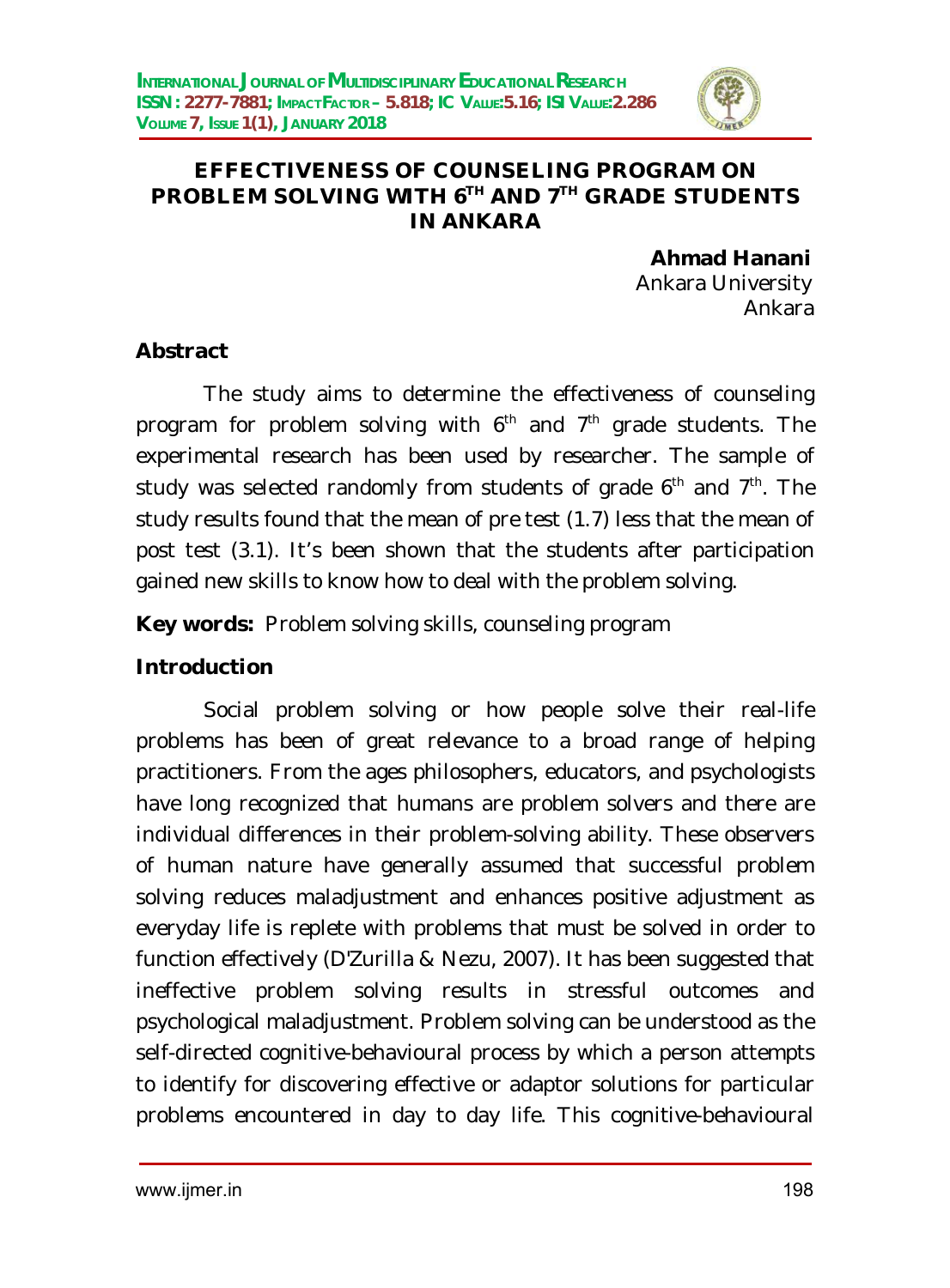# EFFECTIVENESS OF COUNSELING PROGRAM ON PROBLEM SOLVING WITH 6TH AND 7TH GRADE STUDENTS IN ANKARA

**Ahmad Hanani**
Ankara University
Ankara

## Abstract

The study aims to determine the effectiveness of counseling program for problem solving with 6th and 7th grade students. The experimental research has been used by researcher. The sample of study was selected randomly from students of grade 6th and 7th. The study results found that the mean of pre test (1.7) less that the mean of post test (3.1). It's been shown that the students after participation gained new skills to know how to deal with the problem solving.

**Key words:** Problem solving skills, counseling program

## Introduction

Social problem solving or how people solve their real-life problems has been of great relevance to a broad range of helping practitioners. From the ages philosophers, educators, and psychologists have long recognized that humans are problem solvers and there are individual differences in their problem-solving ability. These observers of human nature have generally assumed that successful problem solving reduces maladjustment and enhances positive adjustment as everyday life is replete with problems that must be solved in order to function effectively (D'Zurilla & Nezu, 2007). It has been suggested that ineffective problem solving results in stressful outcomes and psychological maladjustment. Problem solving can be understood as the self-directed cognitive-behavioural process by which a person attempts to identify for discovering effective or adaptor solutions for particular problems encountered in day to day life. This cognitive-behavioural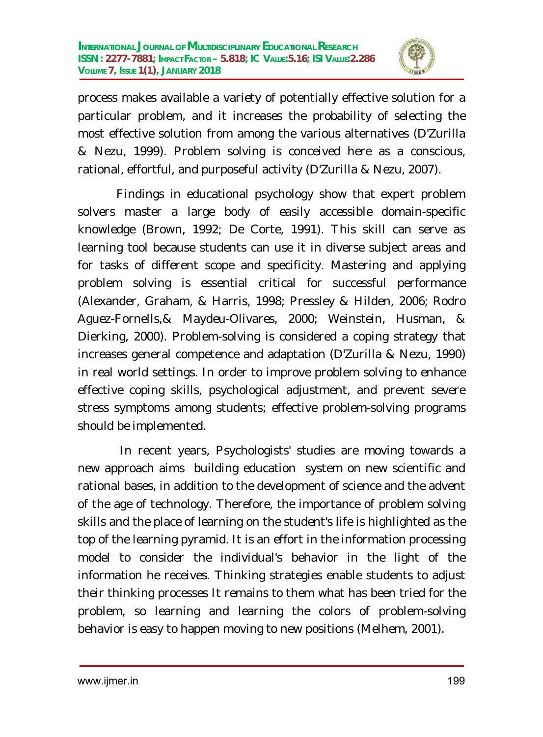process makes available a variety of potentially effective solution for a particular problem, and it increases the probability of selecting the most effective solution from among the various alternatives (D'Zurilla & Nezu, 1999). Problem solving is conceived here as a conscious, rational, effortful, and purposeful activity (D'Zurilla & Nezu, 2007).

Findings in educational psychology show that expert problem solvers master a large body of easily accessible domain-specific knowledge (Brown, 1992; De Corte, 1991). This skill can serve as learning tool because students can use it in diverse subject areas and for tasks of different scope and specificity. Mastering and applying problem solving is essential critical for successful performance (Alexander, Graham, & Harris, 1998; Pressley & Hilden, 2006; Rodro Aguez-Fornells,& Maydeu-Olivares, 2000; Weinstein, Husman, & Dierking, 2000). Problem-solving is considered a coping strategy that increases general competence and adaptation (D'Zurilla & Nezu, 1990) in real world settings. In order to improve problem solving to enhance effective coping skills, psychological adjustment, and prevent severe stress symptoms among students; effective problem-solving programs should be implemented.

In recent years, Psychologists' studies are moving towards a new approach aims building education system on new scientific and rational bases, in addition to the development of science and the advent of the age of technology. Therefore, the importance of problem solving skills and the place of learning on the student's life is highlighted as the top of the learning pyramid. It is an effort in the information processing model to consider the individual's behavior in the light of the information he receives. Thinking strategies enable students to adjust their thinking processes It remains to them what has been tried for the problem, so learning and learning the colors of problem-solving behavior is easy to happen moving to new positions (Melhem, 2001).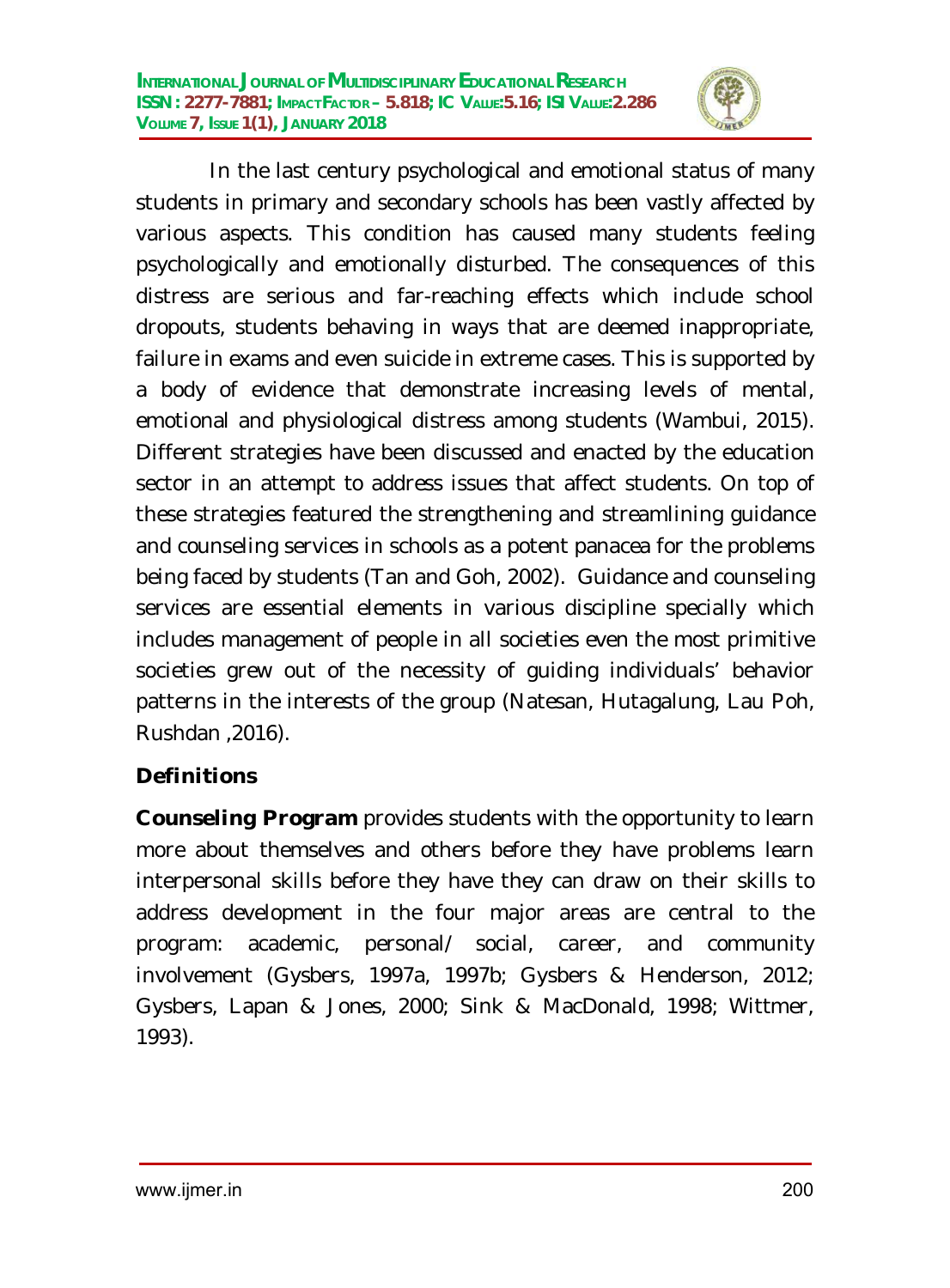In the last century psychological and emotional status of many students in primary and secondary schools has been vastly affected by various aspects. This condition has caused many students feeling psychologically and emotionally disturbed. The consequences of this distress are serious and far-reaching effects which include school dropouts, students behaving in ways that are deemed inappropriate, failure in exams and even suicide in extreme cases. This is supported by a body of evidence that demonstrate increasing levels of mental, emotional and physiological distress among students (Wambui, 2015). Different strategies have been discussed and enacted by the education sector in an attempt to address issues that affect students. On top of these strategies featured the strengthening and streamlining guidance and counseling services in schools as a potent panacea for the problems being faced by students (Tan and Goh, 2002). Guidance and counseling services are essential elements in various discipline specially which includes management of people in all societies even the most primitive societies grew out of the necessity of guiding individuals' behavior patterns in the interests of the group (Natesan, Hutagalung, Lau Poh, Rushdan ,2016).

## Definitions

**Counseling Program** provides students with the opportunity to learn more about themselves and others before they have problems learn interpersonal skills before they have they can draw on their skills to address development in the four major areas are central to the program: academic, personal/ social, career, and community involvement (Gysbers, 1997a, 1997b; Gysbers & Henderson, 2012; Gysbers, Lapan & Jones, 2000; Sink & MacDonald, 1998; Wittmer, 1993).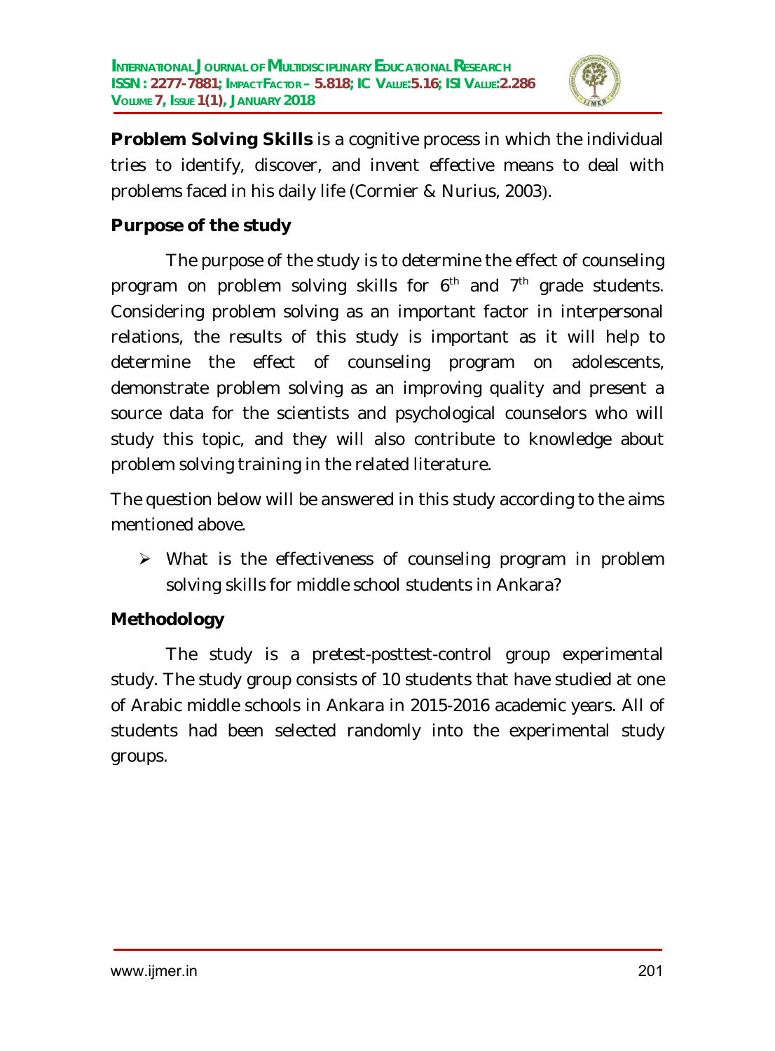**Problem Solving Skills** is a cognitive process in which the individual tries to identify, discover, and invent effective means to deal with problems faced in his daily life (Cormier & Nurius, 2003).

## Purpose of the study

The purpose of the study is to determine the effect of counseling program on problem solving skills for 6th and 7th grade students. Considering problem solving as an important factor in interpersonal relations, the results of this study is important as it will help to determine the effect of counseling program on adolescents, demonstrate problem solving as an improving quality and present a source data for the scientists and psychological counselors who will study this topic, and they will also contribute to knowledge about problem solving training in the related literature.

The question below will be answered in this study according to the aims mentioned above.

- What is the effectiveness of counseling program in problem solving skills for middle school students in Ankara?

## Methodology

The study is a pretest-posttest-control group experimental study. The study group consists of 10 students that have studied at one of Arabic middle schools in Ankara in 2015-2016 academic years. All of students had been selected randomly into the experimental study groups.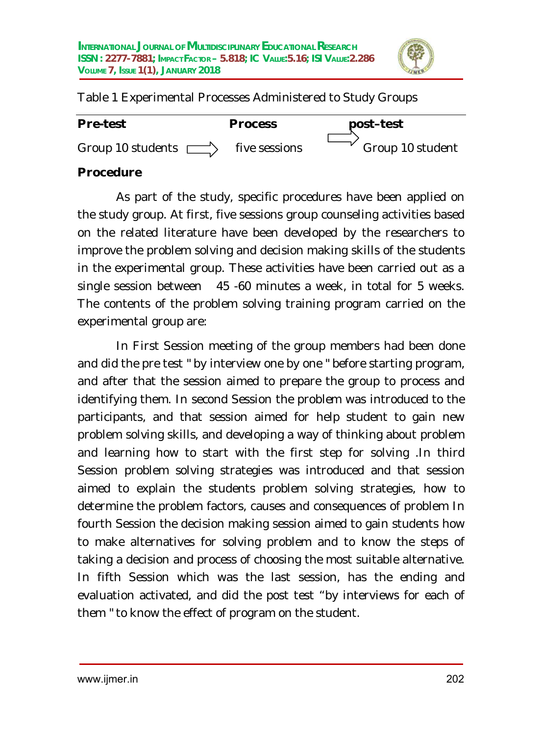Table 1 Experimental Processes Administered to Study Groups

| Pre-test | Process | post-test |
|---|---|---|
| Group 10 students ⟹ | five sessions ⟹ | Group 10 student |

**Procedure**

As part of the study, specific procedures have been applied on the study group. At first, five sessions group counseling activities based on the related literature have been developed by the researchers to improve the problem solving and decision making skills of the students in the experimental group. These activities have been carried out as a single session between 45 -60 minutes a week, in total for 5 weeks. The contents of the problem solving training program carried on the experimental group are:

In First Session meeting of the group members had been done and did the pre test " by interview one by one " before starting program, and after that the session aimed to prepare the group to process and identifying them. In second Session the problem was introduced to the participants, and that session aimed for help student to gain new problem solving skills, and developing a way of thinking about problem and learning how to start with the first step for solving .In third Session problem solving strategies was introduced and that session aimed to explain the students problem solving strategies, how to determine the problem factors, causes and consequences of problem In fourth Session the decision making session aimed to gain students how to make alternatives for solving problem and to know the steps of taking a decision and process of choosing the most suitable alternative. In fifth Session which was the last session, has the ending and evaluation activated, and did the post test "by interviews for each of them " to know the effect of program on the student.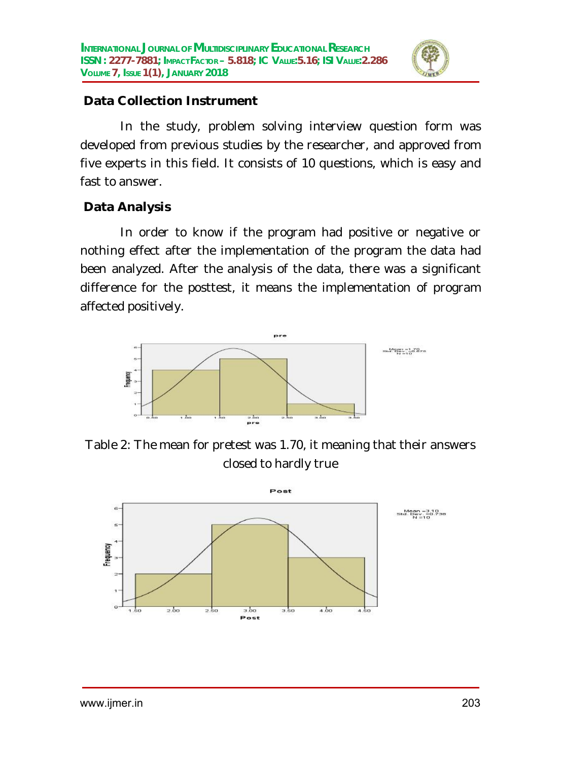**Data Collection Instrument**

In the study, problem solving interview question form was developed from previous studies by the researcher, and approved from five experts in this field. It consists of 10 questions, which is easy and fast to answer.

**Data Analysis**

In order to know if the program had positive or negative or nothing effect after the implementation of the program the data had been analyzed. After the analysis of the data, there was a significant difference for the posttest, it means the implementation of program affected positively.

Table 2: The mean for pretest was 1.70, it meaning that their answers closed to hardly true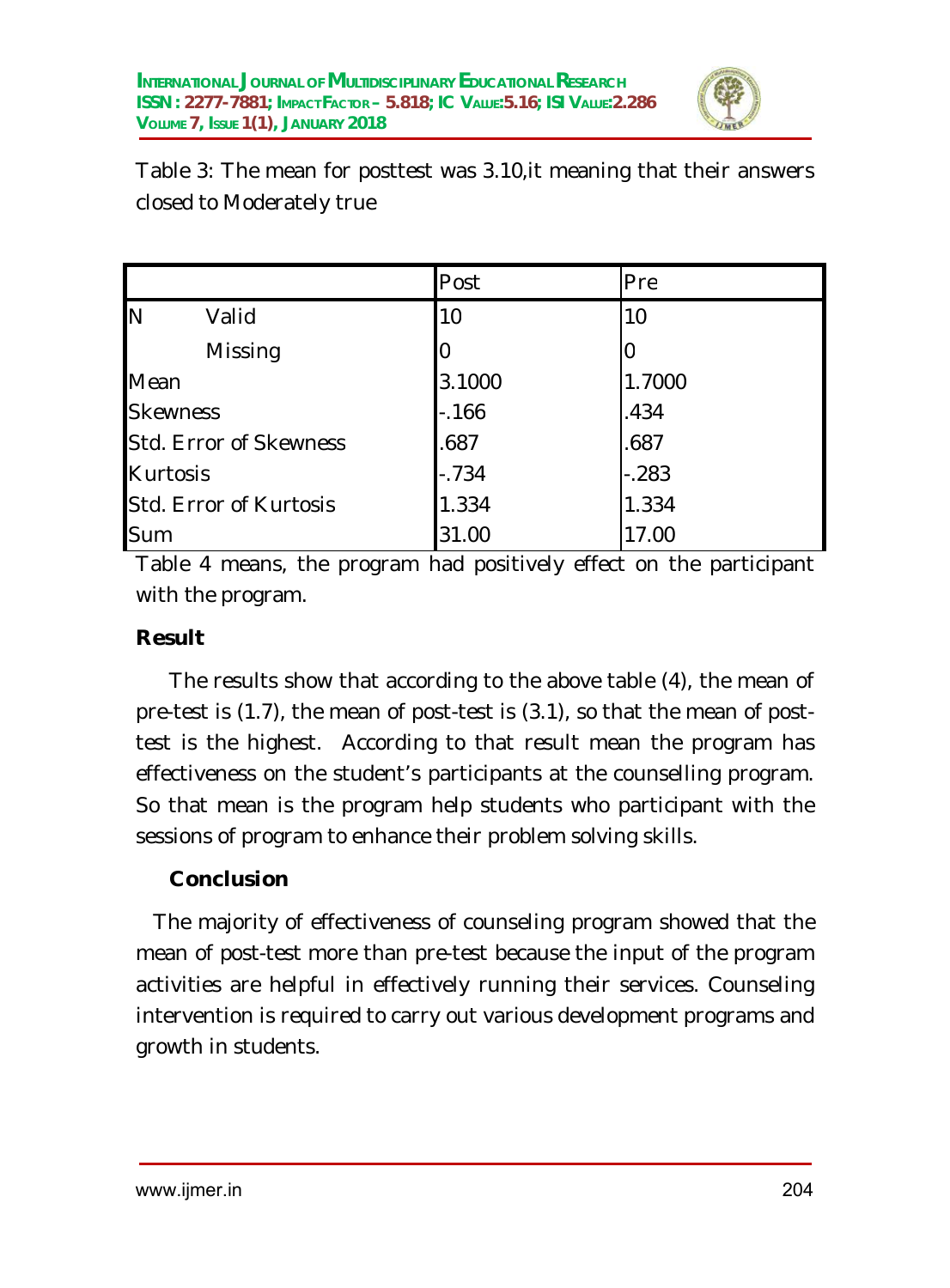Table 3: The mean for posttest was 3.10,it meaning that their answers closed to Moderately true

| | | Post | Pre |
|---|---|---|---|
| N | Valid | 10 | 10 |
| | Missing | 0 | 0 |
| Mean | | 3.1000 | 1.7000 |
| Skewness | | -.166 | .434 |
| Std. Error of Skewness | | .687 | .687 |
| Kurtosis | | -.734 | -.283 |
| Std. Error of Kurtosis | | 1.334 | 1.334 |
| Sum | | 31.00 | 17.00 |

Table 4 means, the program had positively effect on the participant with the program.

**Result**

The results show that according to the above table (4), the mean of pre-test is (1.7), the mean of post-test is (3.1), so that the mean of post-test is the highest. According to that result mean the program has effectiveness on the student's participants at the counselling program. So that mean is the program help students who participant with the sessions of program to enhance their problem solving skills.

**Conclusion**

The majority of effectiveness of counseling program showed that the mean of post-test more than pre-test because the input of the program activities are helpful in effectively running their services. Counseling intervention is required to carry out various development programs and growth in students.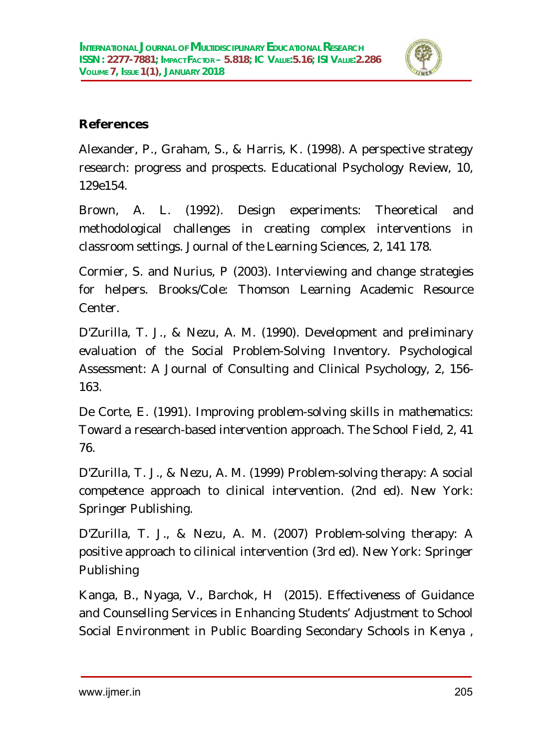**References**

Alexander, P., Graham, S., & Harris, K. (1998). A perspective strategy research: progress and prospects. Educational Psychology Review, 10, 129e154.

Brown, A. L. (1992). Design experiments: Theoretical and methodological challenges in creating complex interventions in classroom settings. Journal of the Learning Sciences, 2, 141 178.

Cormier, S. and Nurius, P (2003). Interviewing and change strategies for helpers. Brooks/Cole: Thomson Learning Academic Resource Center.

D'Zurilla, T. J., & Nezu, A. M. (1990). Development and preliminary evaluation of the Social Problem-Solving Inventory. Psychological Assessment: A Journal of Consulting and Clinical Psychology, 2, 156-163.

De Corte, E. (1991). Improving problem-solving skills in mathematics: Toward a research-based intervention approach. The School Field, 2, 41 76.

D'Zurilla, T. J., & Nezu, A. M. (1999) Problem-solving therapy: A social competence approach to clinical intervention. (2nd ed). New York: Springer Publishing.

D'Zurilla, T. J., & Nezu, A. M. (2007) Problem-solving therapy: A positive approach to cilinical intervention (3rd ed). New York: Springer Publishing

Kanga, B., Nyaga, V., Barchok, H (2015). Effectiveness of Guidance and Counselling Services in Enhancing Students' Adjustment to School Social Environment in Public Boarding Secondary Schools in Kenya ,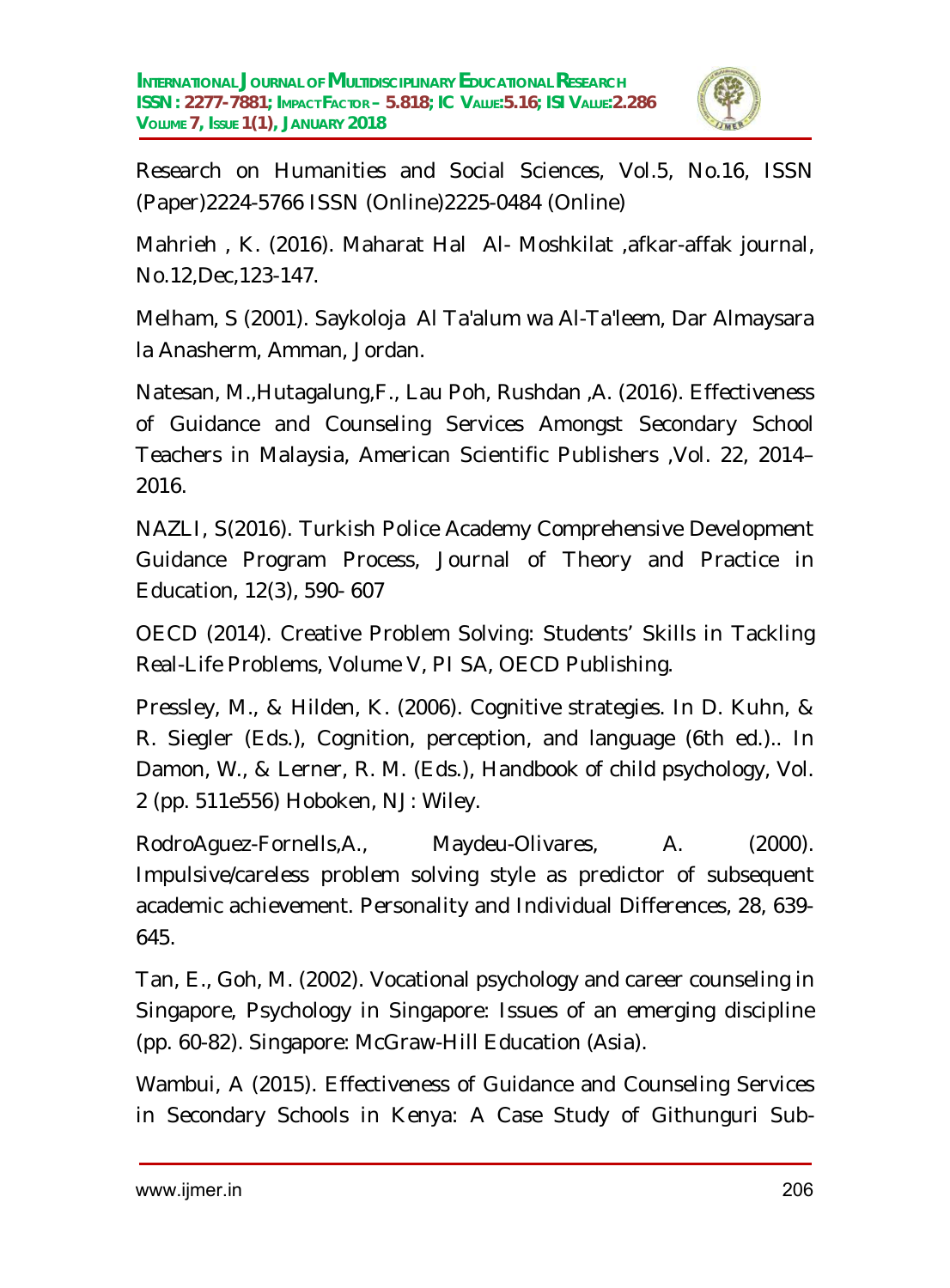Research on Humanities and Social Sciences, Vol.5, No.16, ISSN (Paper)2224-5766 ISSN (Online)2225-0484 (Online)

Mahrieh , K. (2016). Maharat Hal Al- Moshkilat ,afkar-affak journal, No.12,Dec,123-147.

Melham, S (2001). Saykoloja Al Ta'alum wa Al-Ta'leem, Dar Almaysara la Anasherm, Amman, Jordan.

Natesan, M.,Hutagalung,F., Lau Poh, Rushdan ,A. (2016). Effectiveness of Guidance and Counseling Services Amongst Secondary School Teachers in Malaysia, American Scientific Publishers ,Vol. 22, 2014–2016.

NAZLI, S(2016). Turkish Police Academy Comprehensive Development Guidance Program Process, Journal of Theory and Practice in Education, 12(3), 590- 607

OECD (2014). Creative Problem Solving: Students' Skills in Tackling Real-Life Problems, Volume V, PI SA, OECD Publishing.

Pressley, M., & Hilden, K. (2006). Cognitive strategies. In D. Kuhn, & R. Siegler (Eds.), Cognition, perception, and language (6th ed.).. In Damon, W., & Lerner, R. M. (Eds.), Handbook of child psychology, Vol. 2 (pp. 511e556) Hoboken, NJ: Wiley.

RodroAguez-Fornells,A., Maydeu-Olivares, A. (2000). Impulsive/careless problem solving style as predictor of subsequent academic achievement. Personality and Individual Differences, 28, 639-645.

Tan, E., Goh, M. (2002). Vocational psychology and career counseling in Singapore, Psychology in Singapore: Issues of an emerging discipline (pp. 60-82). Singapore: McGraw-Hill Education (Asia).

Wambui, A (2015). Effectiveness of Guidance and Counseling Services in Secondary Schools in Kenya: A Case Study of Githunguri Sub-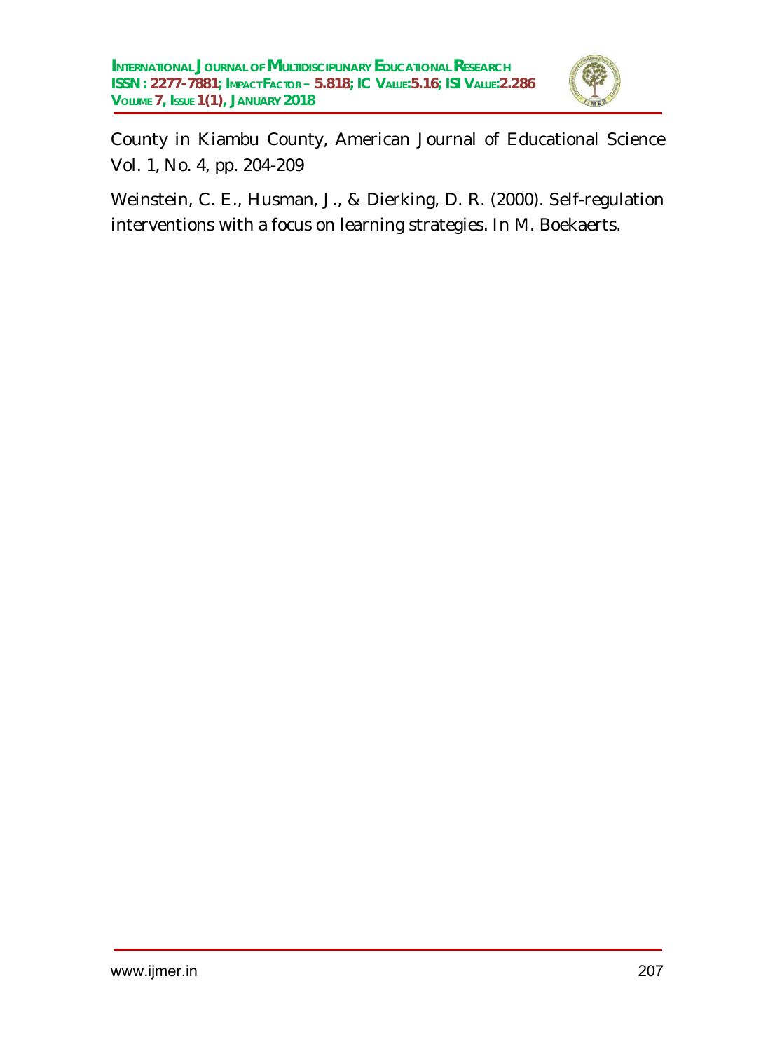County in Kiambu County, American Journal of Educational Science Vol. 1, No. 4, pp. 204-209

Weinstein, C. E., Husman, J., & Dierking, D. R. (2000). Self-regulation interventions with a focus on learning strategies. In M. Boekaerts.